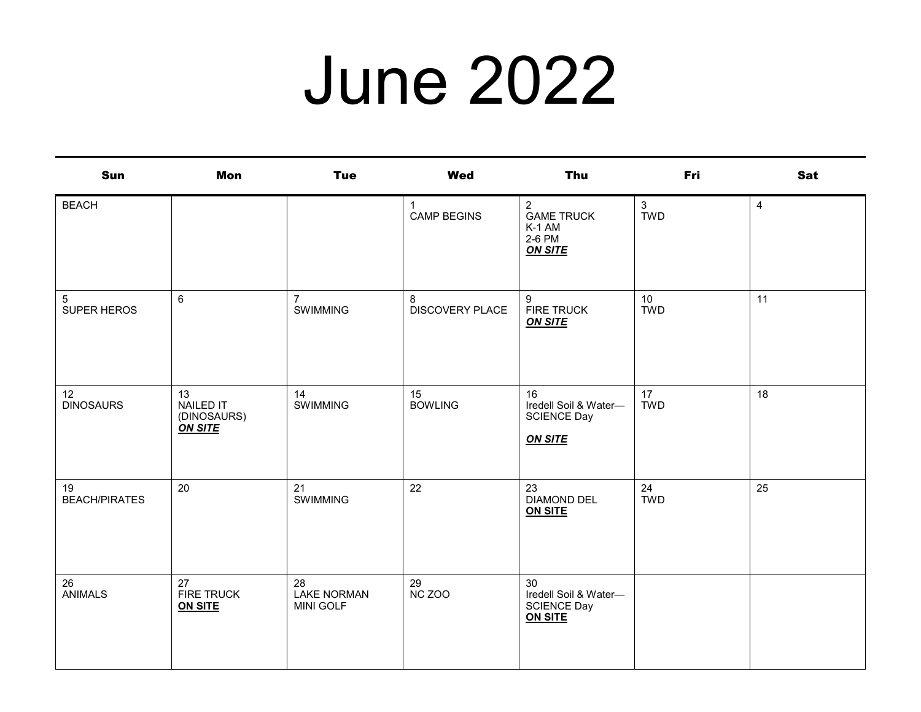# June 2022

| Sun | Mon | Tue | Wed | Thu | Fri | Sat |
|---|---|---|---|---|---|---|
| BEACH | | | 1<br>CAMP BEGINS | 2<br>GAME TRUCK<br>K-1 AM<br>2-6 PM<br>***ON SITE*** | 3<br>TWD | 4 |
| 5<br>SUPER HEROS | 6 | 7<br>SWIMMING | 8<br>DISCOVERY PLACE | 9<br>FIRE TRUCK<br>***ON SITE*** | 10<br>TWD | 11 |
| 12<br>DINOSAURS | 13<br>NAILED IT<br>(DINOSAURS)<br>***ON SITE*** | 14<br>SWIMMING | 15<br>BOWLING | 16<br>Iredell Soil & Water—<br>SCIENCE Day<br><br>***ON SITE*** | 17<br>TWD | 18 |
| 19<br>BEACH/PIRATES | 20 | 21<br>SWIMMING | 22 | 23<br>DIAMOND DEL<br>**ON SITE** | 24<br>TWD | 25 |
| 26<br>ANIMALS | 27<br>FIRE TRUCK<br>**ON SITE** | 28<br>LAKE NORMAN<br>MINI GOLF | 29<br>NC ZOO | 30<br>Iredell Soil & Water—<br>SCIENCE Day<br>**ON SITE** | | |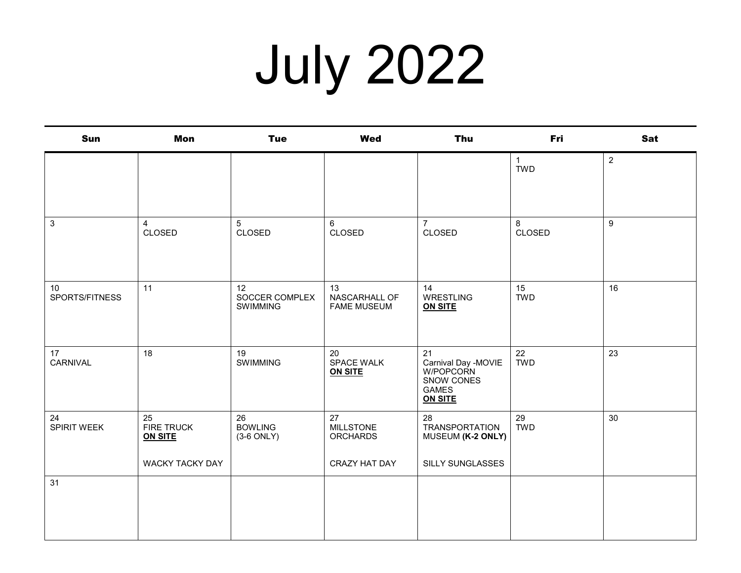# July 2022

| Sun | Mon | Tue | Wed | Thu | Fri | Sat |
|---|---|---|---|---|---|---|
| | | | | | 1<br>TWD | 2 |
| 3 | 4<br>CLOSED | 5<br>CLOSED | 6<br>CLOSED | 7<br>CLOSED | 8<br>CLOSED | 9 |
| 10<br>SPORTS/FITNESS | 11 | 12<br>SOCCER COMPLEX<br>SWIMMING | 13<br>NASCARHALL OF<br>FAME MUSEUM | 14<br>WRESTLING<br>**ON SITE** | 15<br>TWD | 16 |
| 17<br>CARNIVAL | 18 | 19<br>SWIMMING | 20<br>SPACE WALK<br>**ON SITE** | 21<br>Carnival Day -MOVIE W/POPCORN<br>SNOW CONES<br>GAMES<br>**ON SITE** | 22<br>TWD | 23 |
| 24<br>SPIRIT WEEK | 25<br>FIRE TRUCK<br>**ON SITE**<br><br>WACKY TACKY DAY | 26<br>BOWLING<br>(3-6 ONLY) | 27<br>MILLSTONE<br>ORCHARDS<br><br>CRAZY HAT DAY | 28<br>TRANSPORTATION<br>MUSEUM **(K-2 ONLY)**<br><br>SILLY SUNGLASSES | 29<br>TWD | 30 |
| 31 | | | | | | |